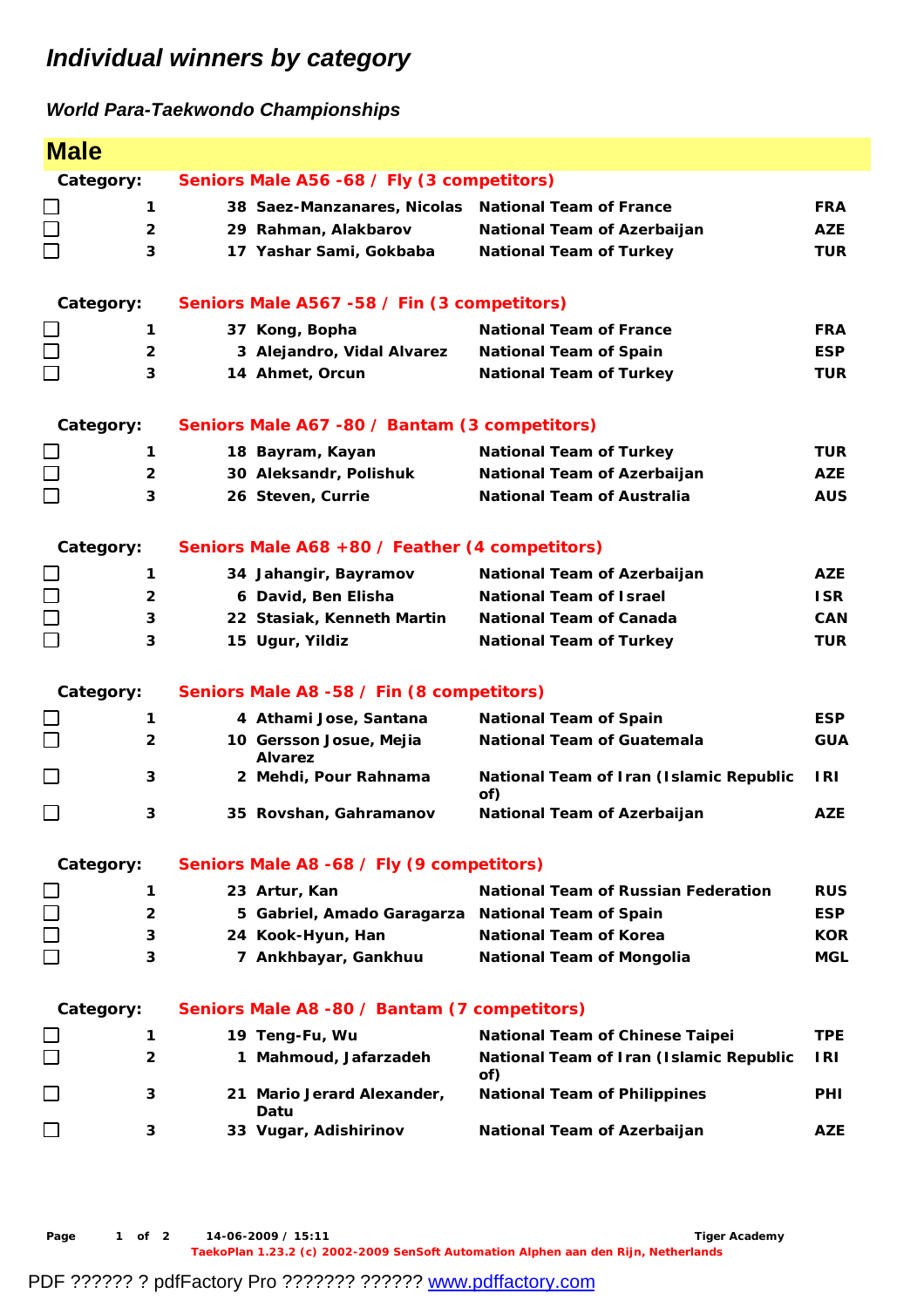# Individual winners by category

## World Para-Taekwondo Championships

## Male

**Category: Seniors Male A56 -68 / Fly (3 competitors)**

| | Place | No. | Name | Team | Country |
|---|---|---|---|---|---|
| ☐ | 1 | 38 | Saez-Manzanares, Nicolas | National Team of France | FRA |
| ☐ | 2 | 29 | Rahman, Alakbarov | National Team of Azerbaijan | AZE |
| ☐ | 3 | 17 | Yashar Sami, Gokbaba | National Team of Turkey | TUR |

**Category: Seniors Male A567 -58 / Fin (3 competitors)**

| | Place | No. | Name | Team | Country |
|---|---|---|---|---|---|
| ☐ | 1 | 37 | Kong, Bopha | National Team of France | FRA |
| ☐ | 2 | 3 | Alejandro, Vidal Alvarez | National Team of Spain | ESP |
| ☐ | 3 | 14 | Ahmet, Orcun | National Team of Turkey | TUR |

**Category: Seniors Male A67 -80 / Bantam (3 competitors)**

| | Place | No. | Name | Team | Country |
|---|---|---|---|---|---|
| ☐ | 1 | 18 | Bayram, Kayan | National Team of Turkey | TUR |
| ☐ | 2 | 30 | Aleksandr, Polishuk | National Team of Azerbaijan | AZE |
| ☐ | 3 | 26 | Steven, Currie | National Team of Australia | AUS |

**Category: Seniors Male A68 +80 / Feather (4 competitors)**

| | Place | No. | Name | Team | Country |
|---|---|---|---|---|---|
| ☐ | 1 | 34 | Jahangir, Bayramov | National Team of Azerbaijan | AZE |
| ☐ | 2 | 6 | David, Ben Elisha | National Team of Israel | ISR |
| ☐ | 3 | 22 | Stasiak, Kenneth Martin | National Team of Canada | CAN |
| ☐ | 3 | 15 | Ugur, Yildiz | National Team of Turkey | TUR |

**Category: Seniors Male A8 -58 / Fin (8 competitors)**

| | Place | No. | Name | Team | Country |
|---|---|---|---|---|---|
| ☐ | 1 | 4 | Athami Jose, Santana | National Team of Spain | ESP |
| ☐ | 2 | 10 | Gersson Josue, Mejia Alvarez | National Team of Guatemala | GUA |
| ☐ | 3 | 2 | Mehdi, Pour Rahnama | National Team of Iran (Islamic Republic of) | IRI |
| ☐ | 3 | 35 | Rovshan, Gahramanov | National Team of Azerbaijan | AZE |

**Category: Seniors Male A8 -68 / Fly (9 competitors)**

| | Place | No. | Name | Team | Country |
|---|---|---|---|---|---|
| ☐ | 1 | 23 | Artur, Kan | National Team of Russian Federation | RUS |
| ☐ | 2 | 5 | Gabriel, Amado Garagarza | National Team of Spain | ESP |
| ☐ | 3 | 24 | Kook-Hyun, Han | National Team of Korea | KOR |
| ☐ | 3 | 7 | Ankhbayar, Gankhuu | National Team of Mongolia | MGL |

**Category: Seniors Male A8 -80 / Bantam (7 competitors)**

| | Place | No. | Name | Team | Country |
|---|---|---|---|---|---|
| ☐ | 1 | 19 | Teng-Fu, Wu | National Team of Chinese Taipei | TPE |
| ☐ | 2 | 1 | Mahmoud, Jafarzadeh | National Team of Iran (Islamic Republic of) | IRI |
| ☐ | 3 | 21 | Mario Jerard Alexander, Datu | National Team of Philippines | PHI |
| ☐ | 3 | 33 | Vugar, Adishirinov | National Team of Azerbaijan | AZE |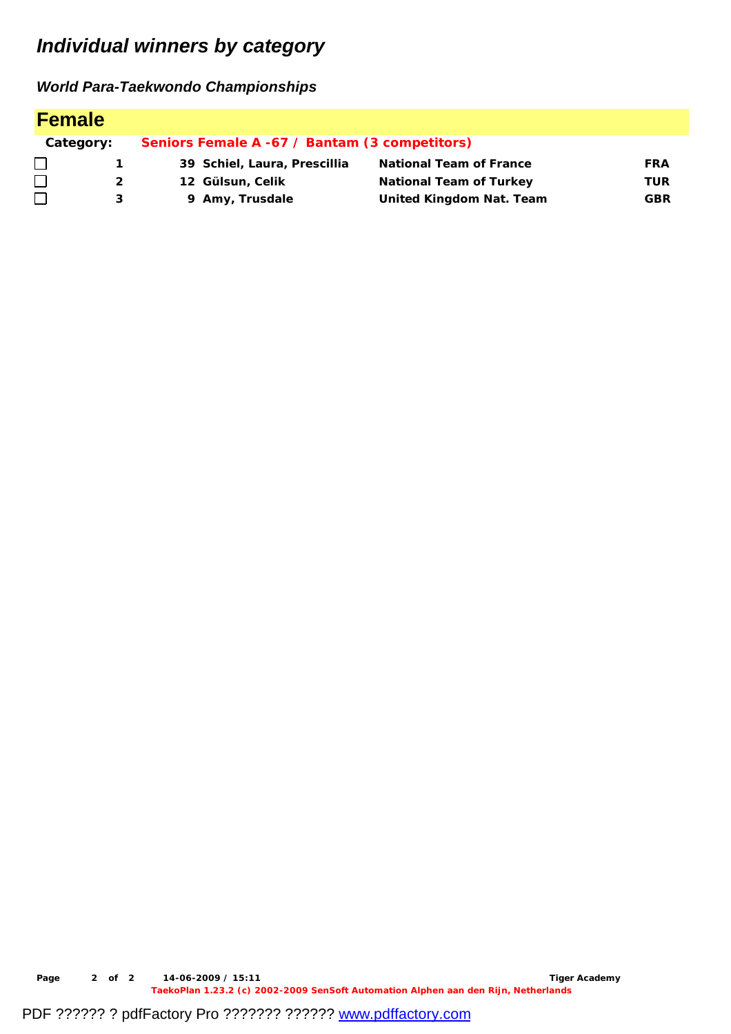# *Individual winners by category*

***World Para-Taekwondo Championships***

## Female

**Category:** **Seniors Female A -67 / Bantam (3 competitors)**

| | | | | | |
|---|---|---|---|---|---|
| ☐ | 1 | 39 | Schiel, Laura, Prescillia | National Team of France | FRA |
| ☐ | 2 | 12 | Gülsun, Celik | National Team of Turkey | TUR |
| ☐ | 3 | 9 | Amy, Trusdale | United Kingdom Nat. Team | GBR |